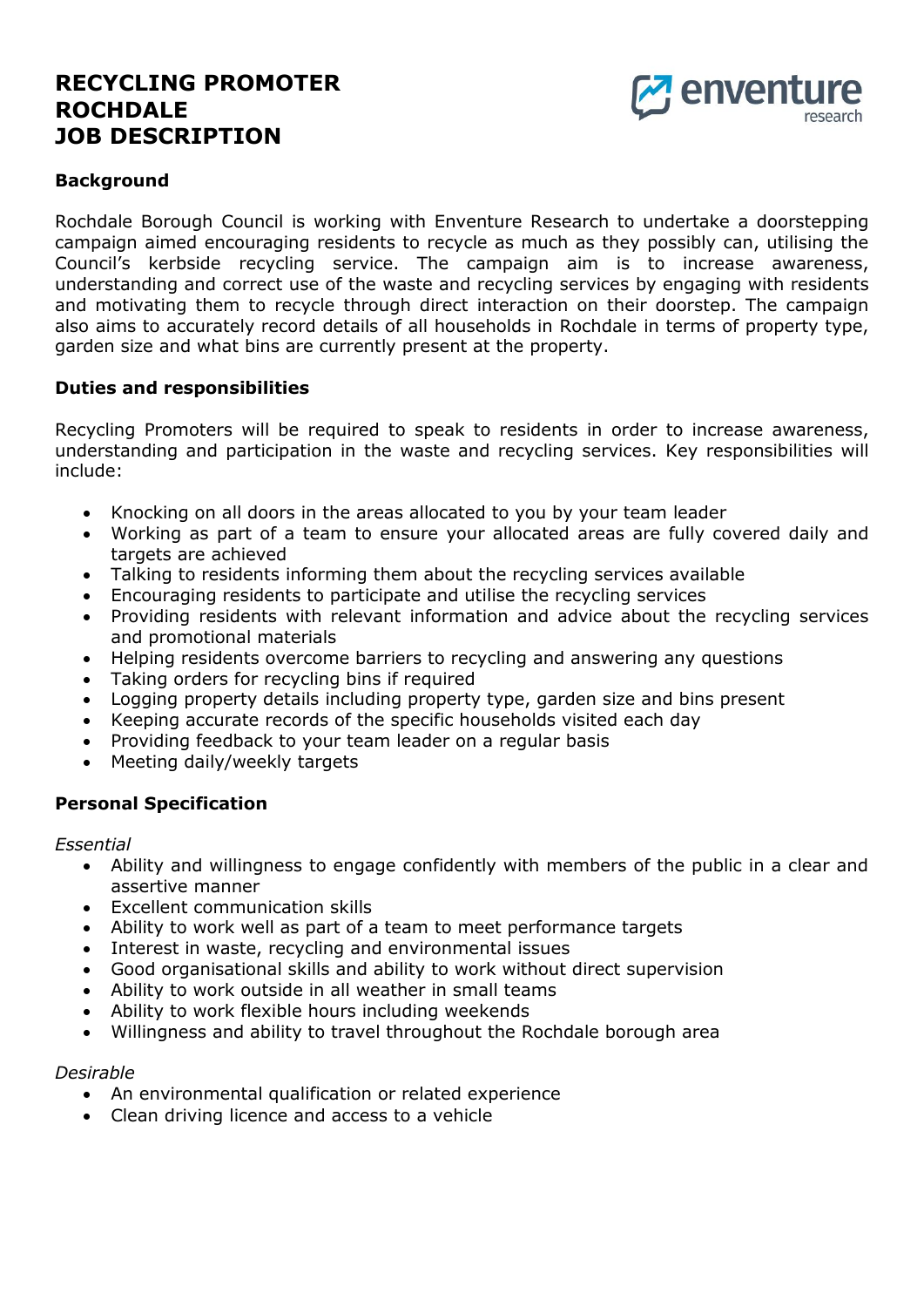# RECYCLING PROMOTER ROCHDALE JOB DESCRIPTION

## Background

Rochdale Borough Council is working with Enventure Research to undertake a doorstepping campaign aimed encouraging residents to recycle as much as they possibly can, utilising the Council's kerbside recycling service. The campaign aim is to increase awareness, understanding and correct use of the waste and recycling services by engaging with residents and motivating them to recycle through direct interaction on their doorstep. The campaign also aims to accurately record details of all households in Rochdale in terms of property type, garden size and what bins are currently present at the property.

## Duties and responsibilities

Recycling Promoters will be required to speak to residents in order to increase awareness, understanding and participation in the waste and recycling services. Key responsibilities will include:

- Knocking on all doors in the areas allocated to you by your team leader
- Working as part of a team to ensure your allocated areas are fully covered daily and targets are achieved
- Talking to residents informing them about the recycling services available
- Encouraging residents to participate and utilise the recycling services
- Providing residents with relevant information and advice about the recycling services and promotional materials
- Helping residents overcome barriers to recycling and answering any questions
- Taking orders for recycling bins if required
- Logging property details including property type, garden size and bins present
- Keeping accurate records of the specific households visited each day
- Providing feedback to your team leader on a regular basis
- Meeting daily/weekly targets

## Personal Specification

*Essential*

- Ability and willingness to engage confidently with members of the public in a clear and assertive manner
- Excellent communication skills
- Ability to work well as part of a team to meet performance targets
- Interest in waste, recycling and environmental issues
- Good organisational skills and ability to work without direct supervision
- Ability to work outside in all weather in small teams
- Ability to work flexible hours including weekends
- Willingness and ability to travel throughout the Rochdale borough area

*Desirable*

- An environmental qualification or related experience
- Clean driving licence and access to a vehicle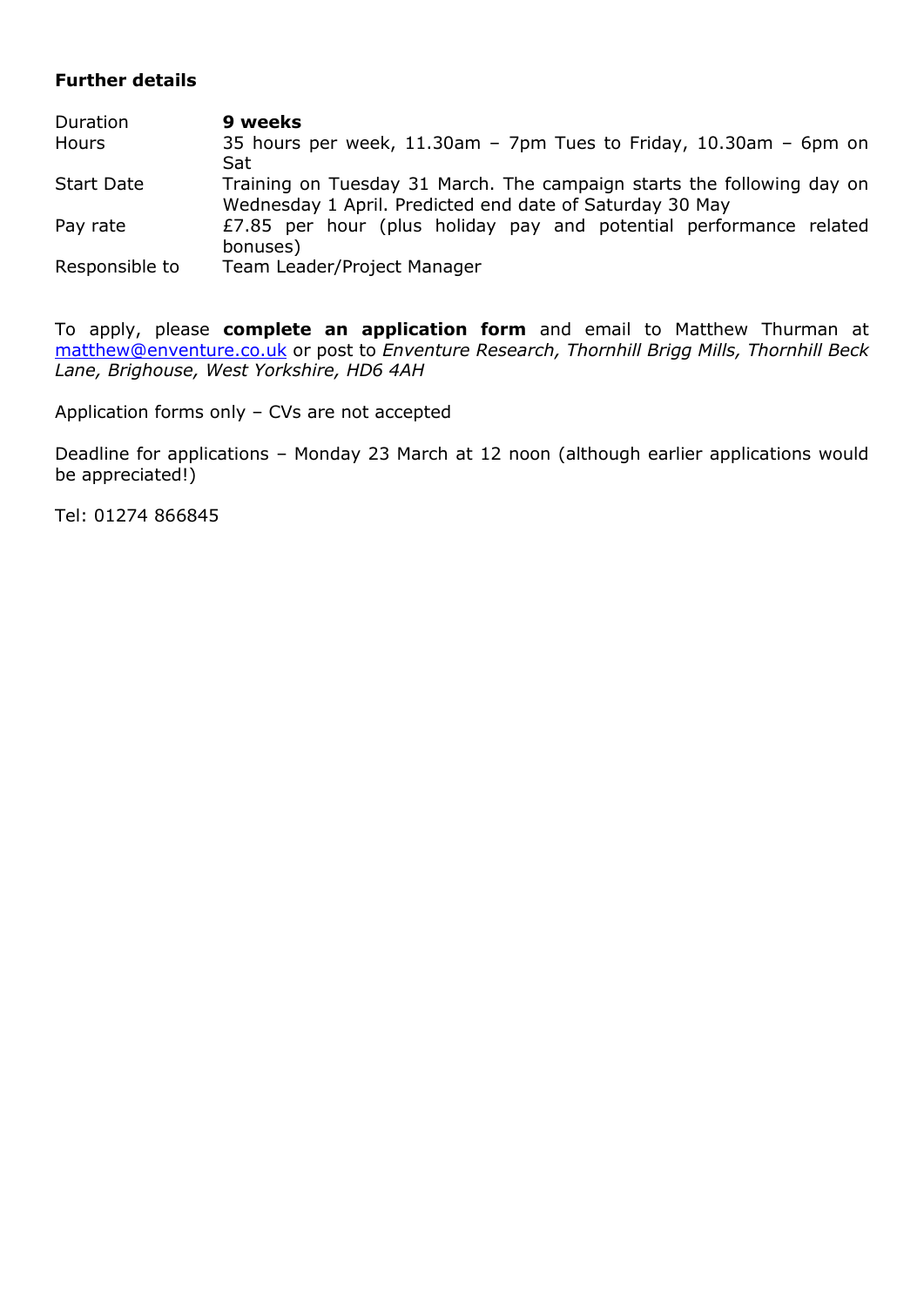**Further details**

| | |
|---|---|
| Duration | **9 weeks** |
| Hours | 35 hours per week, 11.30am – 7pm Tues to Friday, 10.30am – 6pm on Sat |
| Start Date | Training on Tuesday 31 March. The campaign starts the following day on Wednesday 1 April. Predicted end date of Saturday 30 May |
| Pay rate | £7.85 per hour (plus holiday pay and potential performance related bonuses) |
| Responsible to | Team Leader/Project Manager |

To apply, please **complete an application form** and email to Matthew Thurman at matthew@enventure.co.uk or post to *Enventure Research, Thornhill Brigg Mills, Thornhill Beck Lane, Brighouse, West Yorkshire, HD6 4AH*

Application forms only – CVs are not accepted

Deadline for applications – Monday 23 March at 12 noon (although earlier applications would be appreciated!)

Tel: 01274 866845